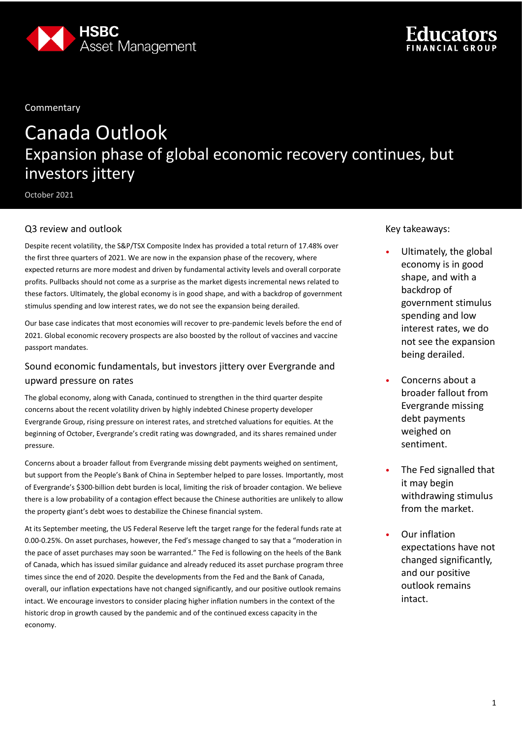HSBC Asset Management

Educators FINANCIAL GROUP

Commentary

# Canada Outlook

## Expansion phase of global economic recovery continues, but investors jittery

October 2021

### Q3 review and outlook

Despite recent volatility, the S&P/TSX Composite Index has provided a total return of 17.48% over the first three quarters of 2021. We are now in the expansion phase of the recovery, where expected returns are more modest and driven by fundamental activity levels and overall corporate profits. Pullbacks should not come as a surprise as the market digests incremental news related to these factors. Ultimately, the global economy is in good shape, and with a backdrop of government stimulus spending and low interest rates, we do not see the expansion being derailed.

Our base case indicates that most economies will recover to pre-pandemic levels before the end of 2021. Global economic recovery prospects are also boosted by the rollout of vaccines and vaccine passport mandates.

### Sound economic fundamentals, but investors jittery over Evergrande and upward pressure on rates

The global economy, along with Canada, continued to strengthen in the third quarter despite concerns about the recent volatility driven by highly indebted Chinese property developer Evergrande Group, rising pressure on interest rates, and stretched valuations for equities. At the beginning of October, Evergrande's credit rating was downgraded, and its shares remained under pressure.

Concerns about a broader fallout from Evergrande missing debt payments weighed on sentiment, but support from the People's Bank of China in September helped to pare losses. Importantly, most of Evergrande's $300-billion debt burden is local, limiting the risk of broader contagion. We believe there is a low probability of a contagion effect because the Chinese authorities are unlikely to allow the property giant's debt woes to destabilize the Chinese financial system.

At its September meeting, the US Federal Reserve left the target range for the federal funds rate at 0.00-0.25%. On asset purchases, however, the Fed's message changed to say that a "moderation in the pace of asset purchases may soon be warranted." The Fed is following on the heels of the Bank of Canada, which has issued similar guidance and already reduced its asset purchase program three times since the end of 2020. Despite the developments from the Fed and the Bank of Canada, overall, our inflation expectations have not changed significantly, and our positive outlook remains intact. We encourage investors to consider placing higher inflation numbers in the context of the historic drop in growth caused by the pandemic and of the continued excess capacity in the economy.

Key takeaways:

- Ultimately, the global economy is in good shape, and with a backdrop of government stimulus spending and low interest rates, we do not see the expansion being derailed.
- Concerns about a broader fallout from Evergrande missing debt payments weighed on sentiment.
- The Fed signalled that it may begin withdrawing stimulus from the market.
- Our inflation expectations have not changed significantly, and our positive outlook remains intact.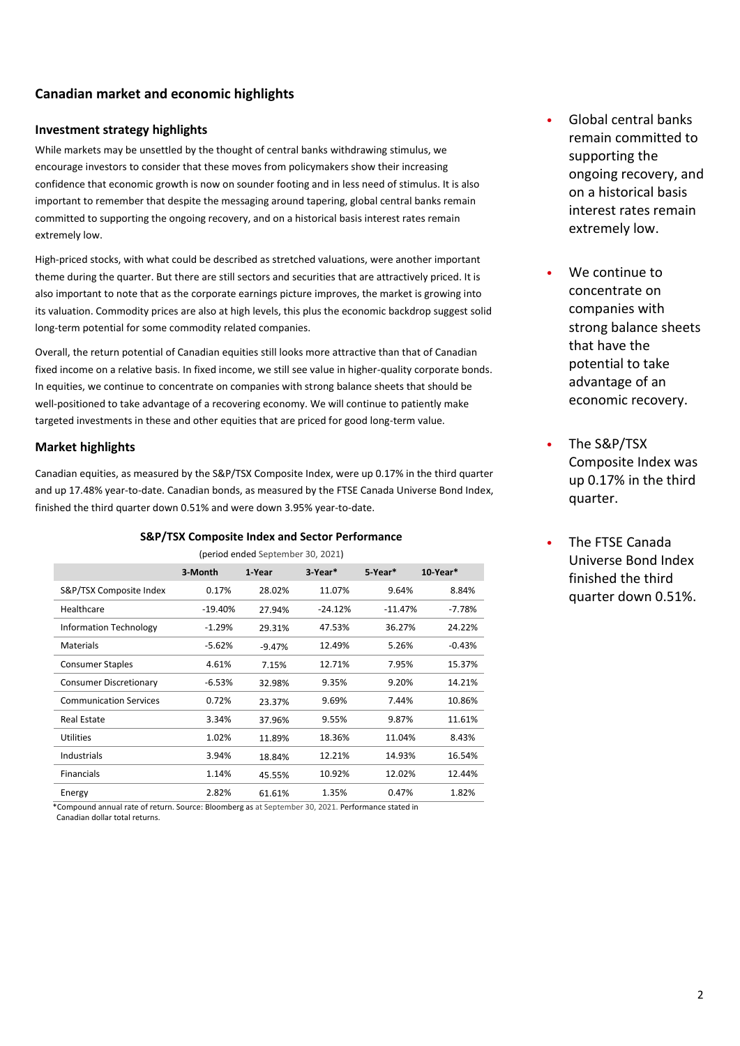## Canadian market and economic highlights

### Investment strategy highlights

While markets may be unsettled by the thought of central banks withdrawing stimulus, we encourage investors to consider that these moves from policymakers show their increasing confidence that economic growth is now on sounder footing and in less need of stimulus. It is also important to remember that despite the messaging around tapering, global central banks remain committed to supporting the ongoing recovery, and on a historical basis interest rates remain extremely low.

High-priced stocks, with what could be described as stretched valuations, were another important theme during the quarter. But there are still sectors and securities that are attractively priced. It is also important to note that as the corporate earnings picture improves, the market is growing into its valuation. Commodity prices are also at high levels, this plus the economic backdrop suggest solid long-term potential for some commodity related companies.

Overall, the return potential of Canadian equities still looks more attractive than that of Canadian fixed income on a relative basis. In fixed income, we still see value in higher-quality corporate bonds. In equities, we continue to concentrate on companies with strong balance sheets that should be well-positioned to take advantage of a recovering economy. We will continue to patiently make targeted investments in these and other equities that are priced for good long-term value.

### Market highlights

Canadian equities, as measured by the S&P/TSX Composite Index, were up 0.17% in the third quarter and up 17.48% year-to-date. Canadian bonds, as measured by the FTSE Canada Universe Bond Index, finished the third quarter down 0.51% and were down 3.95% year-to-date.

**S&P/TSX Composite Index and Sector Performance**

(period ended September 30, 2021)

| | 3-Month | 1-Year | 3-Year* | 5-Year* | 10-Year* |
|---|---|---|---|---|---|
| S&P/TSX Composite Index | 0.17% | 28.02% | 11.07% | 9.64% | 8.84% |
| Healthcare | -19.40% | 27.94% | -24.12% | -11.47% | -7.78% |
| Information Technology | -1.29% | 29.31% | 47.53% | 36.27% | 24.22% |
| Materials | -5.62% | -9.47% | 12.49% | 5.26% | -0.43% |
| Consumer Staples | 4.61% | 7.15% | 12.71% | 7.95% | 15.37% |
| Consumer Discretionary | -6.53% | 32.98% | 9.35% | 9.20% | 14.21% |
| Communication Services | 0.72% | 23.37% | 9.69% | 7.44% | 10.86% |
| Real Estate | 3.34% | 37.96% | 9.55% | 9.87% | 11.61% |
| Utilities | 1.02% | 11.89% | 18.36% | 11.04% | 8.43% |
| Industrials | 3.94% | 18.84% | 12.21% | 14.93% | 16.54% |
| Financials | 1.14% | 45.55% | 10.92% | 12.02% | 12.44% |
| Energy | 2.82% | 61.61% | 1.35% | 0.47% | 1.82% |

*Compound annual rate of return. Source: Bloomberg as at September 30, 2021. Performance stated in Canadian dollar total returns.

- Global central banks remain committed to supporting the ongoing recovery, and on a historical basis interest rates remain extremely low.
- We continue to concentrate on companies with strong balance sheets that have the potential to take advantage of an economic recovery.
- The S&P/TSX Composite Index was up 0.17% in the third quarter.
- The FTSE Canada Universe Bond Index finished the third quarter down 0.51%.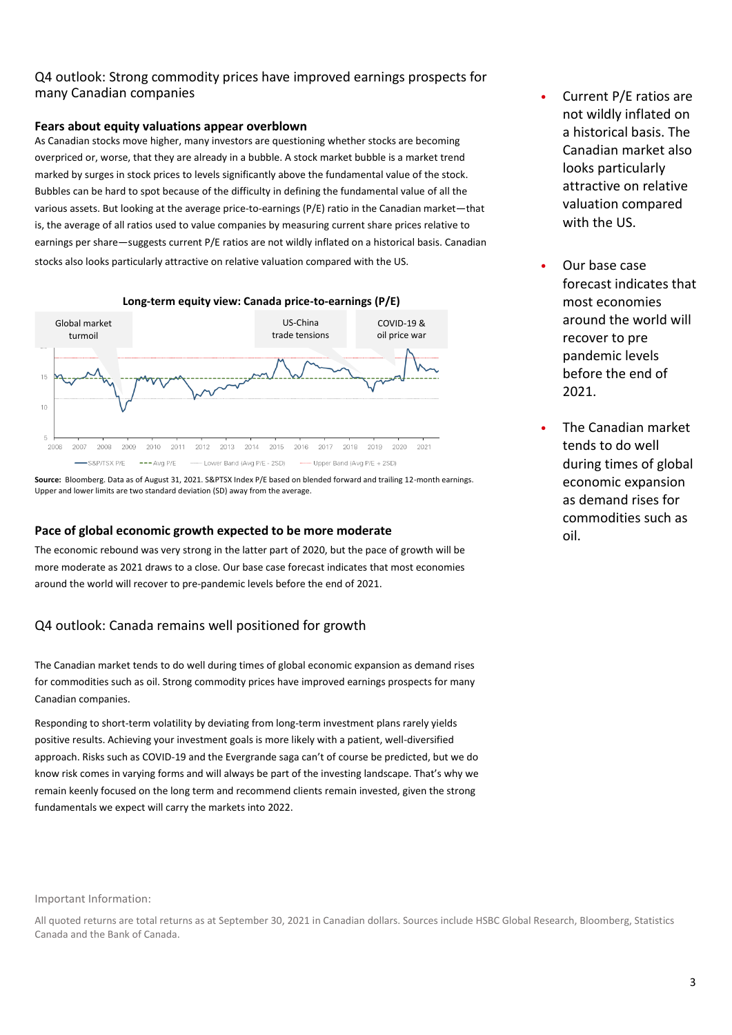## Q4 outlook: Strong commodity prices have improved earnings prospects for many Canadian companies

### Fears about equity valuations appear overblown

As Canadian stocks move higher, many investors are questioning whether stocks are becoming overpriced or, worse, that they are already in a bubble. A stock market bubble is a market trend marked by surges in stock prices to levels significantly above the fundamental value of the stock. Bubbles can be hard to spot because of the difficulty in defining the fundamental value of all the various assets. But looking at the average price-to-earnings (P/E) ratio in the Canadian market—that is, the average of all ratios used to value companies by measuring current share prices relative to earnings per share—suggests current P/E ratios are not wildly inflated on a historical basis. Canadian stocks also looks particularly attractive on relative valuation compared with the US.

**Long-term equity view: Canada price-to-earnings (P/E)**

Global market turmoil | US-China trade tensions | COVID-19 & oil price war

S&P/TSX P/E | Avg P/E | Lower Band (Avg P/E - 2SD) | Upper Band (Avg P/E + 2SD)

**Source:** Bloomberg. Data as of August 31, 2021. S&PTSX Index P/E based on blended forward and trailing 12-month earnings. Upper and lower limits are two standard deviation (SD) away from the average.

### Pace of global economic growth expected to be more moderate

The economic rebound was very strong in the latter part of 2020, but the pace of growth will be more moderate as 2021 draws to a close. Our base case forecast indicates that most economies around the world will recover to pre-pandemic levels before the end of 2021.

## Q4 outlook: Canada remains well positioned for growth

The Canadian market tends to do well during times of global economic expansion as demand rises for commodities such as oil. Strong commodity prices have improved earnings prospects for many Canadian companies.

Responding to short-term volatility by deviating from long-term investment plans rarely yields positive results. Achieving your investment goals is more likely with a patient, well-diversified approach. Risks such as COVID-19 and the Evergrande saga can't of course be predicted, but we do know risk comes in varying forms and will always be part of the investing landscape. That's why we remain keenly focused on the long term and recommend clients remain invested, given the strong fundamentals we expect will carry the markets into 2022.

- Current P/E ratios are not wildly inflated on a historical basis. The Canadian market also looks particularly attractive on relative valuation compared with the US.
- Our base case forecast indicates that most economies around the world will recover to pre pandemic levels before the end of 2021.
- The Canadian market tends to do well during times of global economic expansion as demand rises for commodities such as oil.

Important Information:

All quoted returns are total returns as at September 30, 2021 in Canadian dollars. Sources include HSBC Global Research, Bloomberg, Statistics Canada and the Bank of Canada.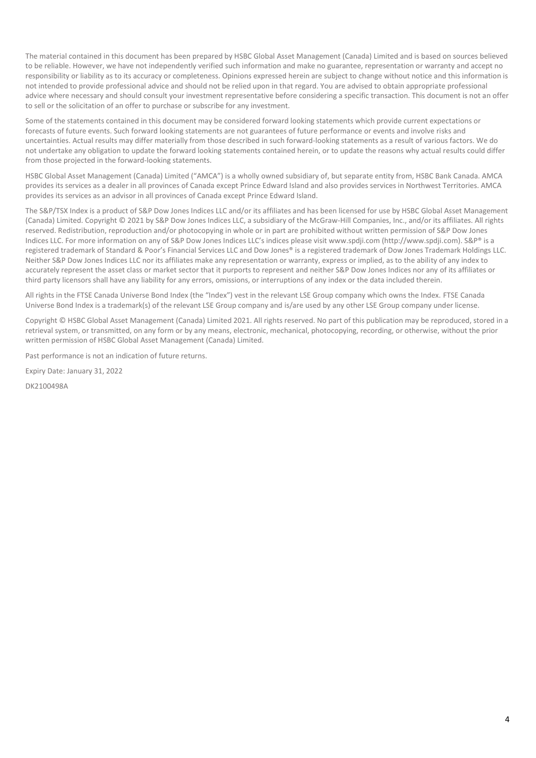The material contained in this document has been prepared by HSBC Global Asset Management (Canada) Limited and is based on sources believed to be reliable. However, we have not independently verified such information and make no guarantee, representation or warranty and accept no responsibility or liability as to its accuracy or completeness. Opinions expressed herein are subject to change without notice and this information is not intended to provide professional advice and should not be relied upon in that regard. You are advised to obtain appropriate professional advice where necessary and should consult your investment representative before considering a specific transaction. This document is not an offer to sell or the solicitation of an offer to purchase or subscribe for any investment.

Some of the statements contained in this document may be considered forward looking statements which provide current expectations or forecasts of future events. Such forward looking statements are not guarantees of future performance or events and involve risks and uncertainties. Actual results may differ materially from those described in such forward-looking statements as a result of various factors. We do not undertake any obligation to update the forward looking statements contained herein, or to update the reasons why actual results could differ from those projected in the forward-looking statements.

HSBC Global Asset Management (Canada) Limited ("AMCA") is a wholly owned subsidiary of, but separate entity from, HSBC Bank Canada. AMCA provides its services as a dealer in all provinces of Canada except Prince Edward Island and also provides services in Northwest Territories. AMCA provides its services as an advisor in all provinces of Canada except Prince Edward Island.

The S&P/TSX Index is a product of S&P Dow Jones Indices LLC and/or its affiliates and has been licensed for use by HSBC Global Asset Management (Canada) Limited. Copyright © 2021 by S&P Dow Jones Indices LLC, a subsidiary of the McGraw-Hill Companies, Inc., and/or its affiliates. All rights reserved. Redistribution, reproduction and/or photocopying in whole or in part are prohibited without written permission of S&P Dow Jones Indices LLC. For more information on any of S&P Dow Jones Indices LLC's indices please visit www.spdji.com (http://www.spdji.com). S&P® is a registered trademark of Standard & Poor's Financial Services LLC and Dow Jones® is a registered trademark of Dow Jones Trademark Holdings LLC. Neither S&P Dow Jones Indices LLC nor its affiliates make any representation or warranty, express or implied, as to the ability of any index to accurately represent the asset class or market sector that it purports to represent and neither S&P Dow Jones Indices nor any of its affiliates or third party licensors shall have any liability for any errors, omissions, or interruptions of any index or the data included therein.

All rights in the FTSE Canada Universe Bond Index (the "Index") vest in the relevant LSE Group company which owns the Index. FTSE Canada Universe Bond Index is a trademark(s) of the relevant LSE Group company and is/are used by any other LSE Group company under license.

Copyright © HSBC Global Asset Management (Canada) Limited 2021. All rights reserved. No part of this publication may be reproduced, stored in a retrieval system, or transmitted, on any form or by any means, electronic, mechanical, photocopying, recording, or otherwise, without the prior written permission of HSBC Global Asset Management (Canada) Limited.

Past performance is not an indication of future returns.

Expiry Date: January 31, 2022

DK2100498A